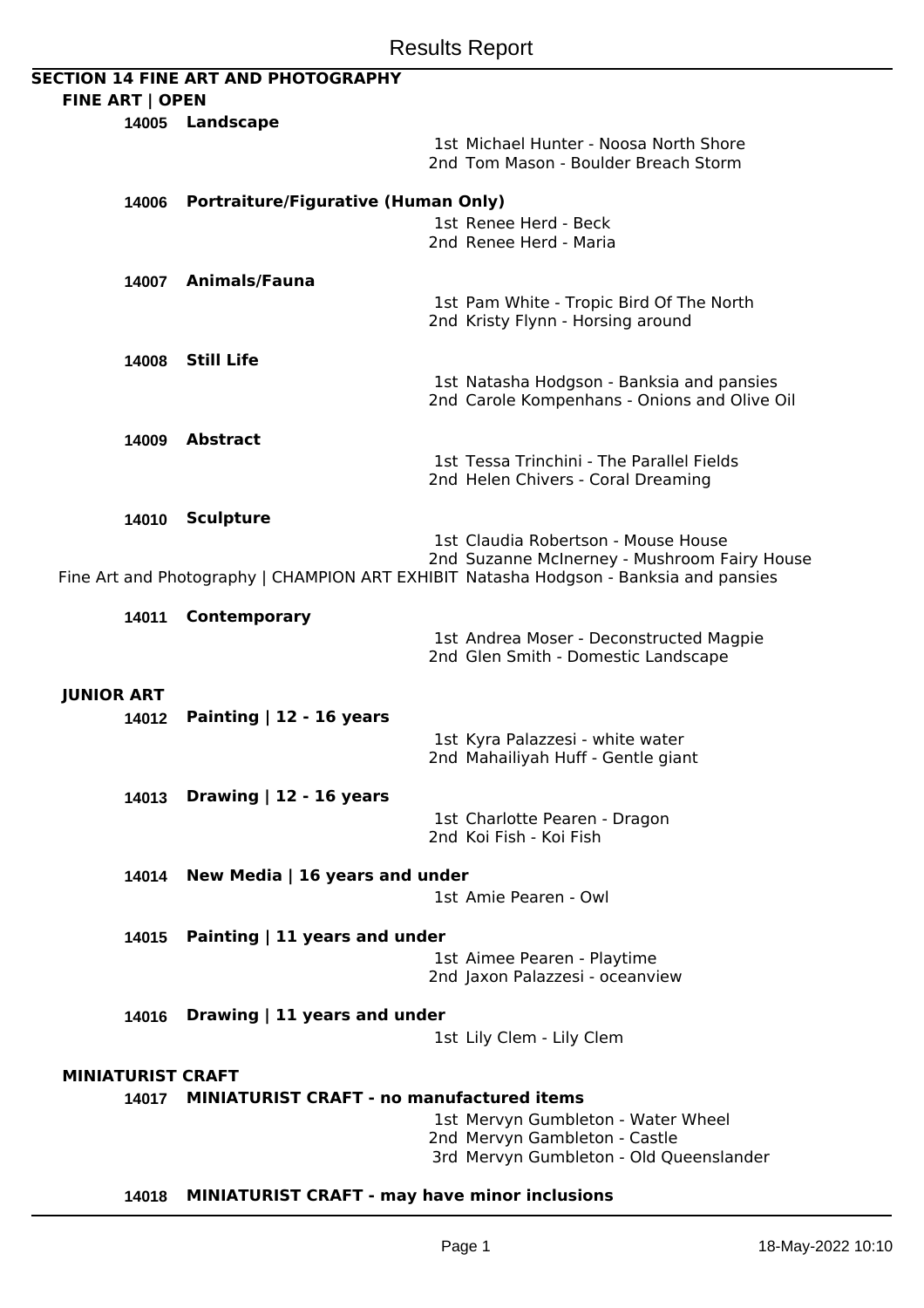# Results Report

## SECTION 14 FINE ART AND PHOTOGRAPHY

### FINE ART | OPEN

**14005 Landscape**

1st Michael Hunter - Noosa North Shore
2nd Tom Mason - Boulder Breach Storm

**14006 Portraiture/Figurative (Human Only)**

1st Renee Herd - Beck
2nd Renee Herd - Maria

**14007 Animals/Fauna**

1st Pam White - Tropic Bird Of The North
2nd Kristy Flynn - Horsing around

**14008 Still Life**

1st Natasha Hodgson - Banksia and pansies
2nd Carole Kompenhans - Onions and Olive Oil

**14009 Abstract**

1st Tessa Trinchini - The Parallel Fields
2nd Helen Chivers - Coral Dreaming

**14010 Sculpture**

1st Claudia Robertson - Mouse House
2nd Suzanne McInerney - Mushroom Fairy House

Fine Art and Photography | CHAMPION ART EXHIBIT Natasha Hodgson - Banksia and pansies

**14011 Contemporary**

1st Andrea Moser - Deconstructed Magpie
2nd Glen Smith - Domestic Landscape

### JUNIOR ART

**14012 Painting | 12 - 16 years**

1st Kyra Palazzesi - white water
2nd Mahailiyah Huff - Gentle giant

**14013 Drawing | 12 - 16 years**

1st Charlotte Pearen - Dragon
2nd Koi Fish - Koi Fish

**14014 New Media | 16 years and under**

1st Amie Pearen - Owl

**14015 Painting | 11 years and under**

1st Aimee Pearen - Playtime
2nd Jaxon Palazzesi - oceanview

**14016 Drawing | 11 years and under**

1st Lily Clem - Lily Clem

### MINIATURIST CRAFT

**14017 MINIATURIST CRAFT - no manufactured items**

1st Mervyn Gumbleton - Water Wheel
2nd Mervyn Gambleton - Castle
3rd Mervyn Gumbleton - Old Queenslander

**14018 MINIATURIST CRAFT - may have minor inclusions**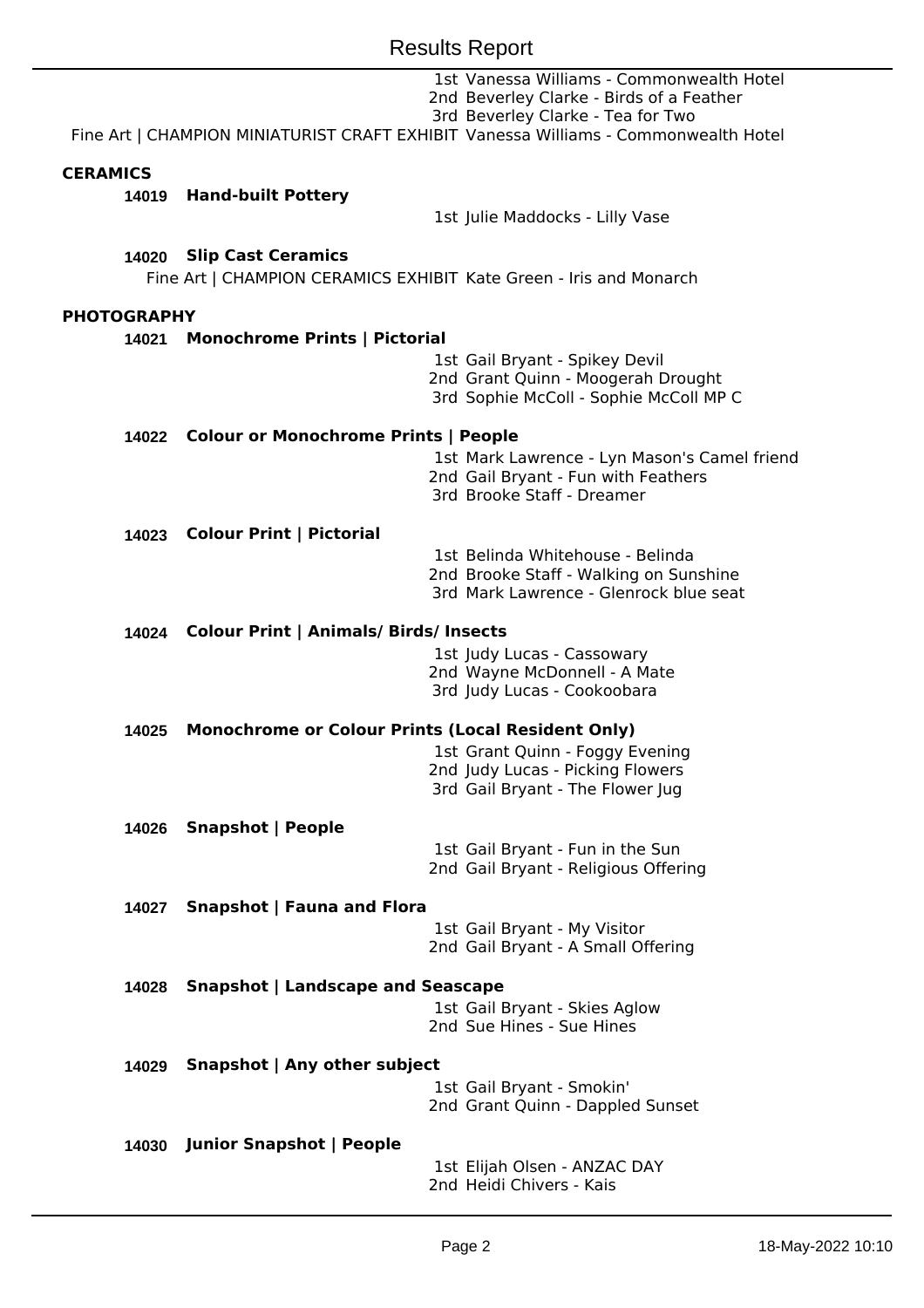1st Vanessa Williams - Commonwealth Hotel
2nd Beverley Clarke - Birds of a Feather
3rd Beverley Clarke - Tea for Two

Fine Art | CHAMPION MINIATURIST CRAFT EXHIBIT Vanessa Williams - Commonwealth Hotel

## CERAMICS

### 14019 Hand-built Pottery

1st Julie Maddocks - Lilly Vase

### 14020 Slip Cast Ceramics

Fine Art | CHAMPION CERAMICS EXHIBIT Kate Green - Iris and Monarch

## PHOTOGRAPHY

### 14021 Monochrome Prints | Pictorial

1st Gail Bryant - Spikey Devil
2nd Grant Quinn - Moogerah Drought
3rd Sophie McColl - Sophie McColl MP C

### 14022 Colour or Monochrome Prints | People

1st Mark Lawrence - Lyn Mason's Camel friend
2nd Gail Bryant - Fun with Feathers
3rd Brooke Staff - Dreamer

### 14023 Colour Print | Pictorial

1st Belinda Whitehouse - Belinda
2nd Brooke Staff - Walking on Sunshine
3rd Mark Lawrence - Glenrock blue seat

### 14024 Colour Print | Animals/ Birds/ Insects

1st Judy Lucas - Cassowary
2nd Wayne McDonnell - A Mate
3rd Judy Lucas - Cookoobara

### 14025 Monochrome or Colour Prints (Local Resident Only)

1st Grant Quinn - Foggy Evening
2nd Judy Lucas - Picking Flowers
3rd Gail Bryant - The Flower Jug

### 14026 Snapshot | People

1st Gail Bryant - Fun in the Sun
2nd Gail Bryant - Religious Offering

### 14027 Snapshot | Fauna and Flora

1st Gail Bryant - My Visitor
2nd Gail Bryant - A Small Offering

### 14028 Snapshot | Landscape and Seascape

1st Gail Bryant - Skies Aglow
2nd Sue Hines - Sue Hines

### 14029 Snapshot | Any other subject

1st Gail Bryant - Smokin'
2nd Grant Quinn - Dappled Sunset

### 14030 Junior Snapshot | People

1st Elijah Olsen - ANZAC DAY
2nd Heidi Chivers - Kais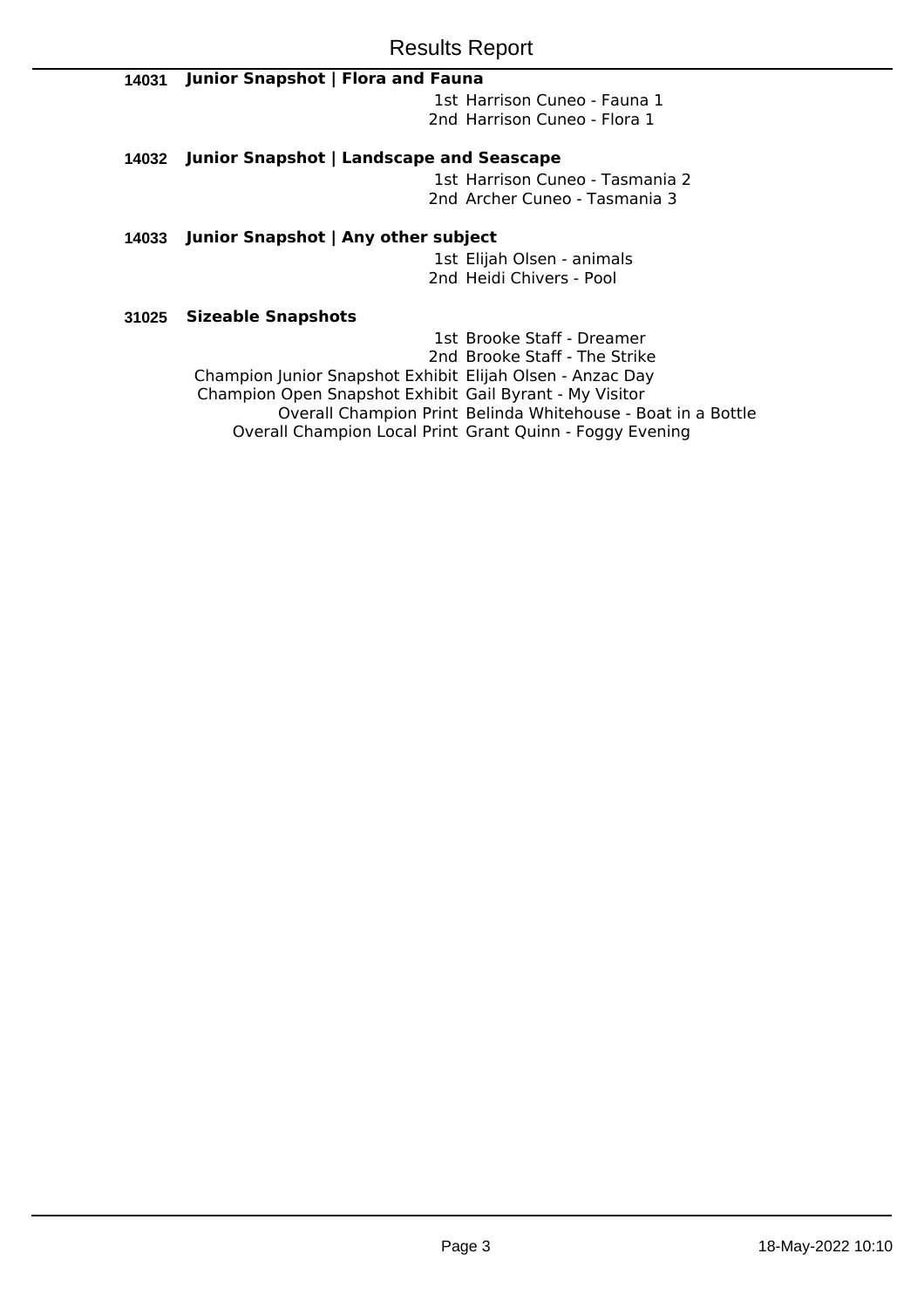# Results Report

### 14031 Junior Snapshot | Flora and Fauna

| | |
|---|---|
| 1st | Harrison Cuneo - Fauna 1 |
| 2nd | Harrison Cuneo - Flora 1 |

### 14032 Junior Snapshot | Landscape and Seascape

| | |
|---|---|
| 1st | Harrison Cuneo - Tasmania 2 |
| 2nd | Archer Cuneo - Tasmania 3 |

### 14033 Junior Snapshot | Any other subject

| | |
|---|---|
| 1st | Elijah Olsen - animals |
| 2nd | Heidi Chivers - Pool |

### 31025 Sizeable Snapshots

| | |
|---|---|
| 1st | Brooke Staff - Dreamer |
| 2nd | Brooke Staff - The Strike |
| Champion Junior Snapshot Exhibit | Elijah Olsen - Anzac Day |
| Champion Open Snapshot Exhibit | Gail Byrant - My Visitor |
| Overall Champion Print | Belinda Whitehouse - Boat in a Bottle |
| Overall Champion Local Print | Grant Quinn - Foggy Evening |